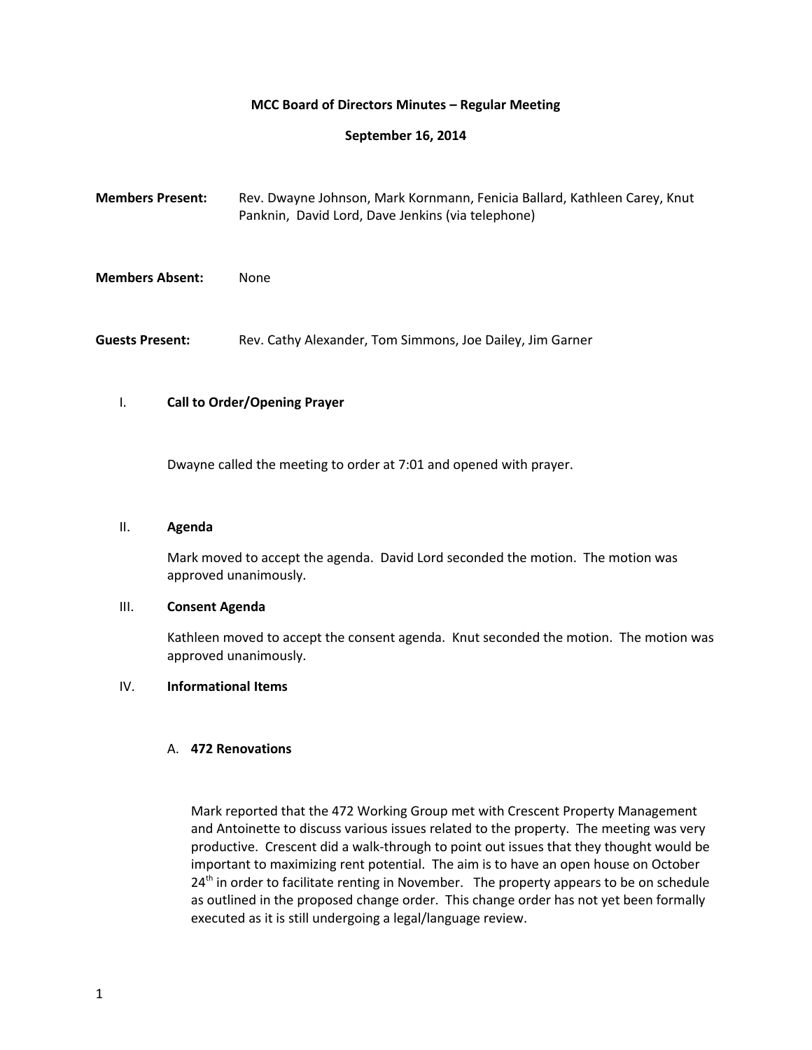# MCC Board of Directors Minutes – Regular Meeting

## September 16, 2014

**Members Present:** Rev. Dwayne Johnson, Mark Kornmann, Fenicia Ballard, Kathleen Carey, Knut Panknin, David Lord, Dave Jenkins (via telephone)

**Members Absent:** None

**Guests Present:** Rev. Cathy Alexander, Tom Simmons, Joe Dailey, Jim Garner

### I. Call to Order/Opening Prayer

Dwayne called the meeting to order at 7:01 and opened with prayer.

### II. Agenda

Mark moved to accept the agenda. David Lord seconded the motion. The motion was approved unanimously.

### III. Consent Agenda

Kathleen moved to accept the consent agenda. Knut seconded the motion. The motion was approved unanimously.

### IV. Informational Items

#### A. 472 Renovations

Mark reported that the 472 Working Group met with Crescent Property Management and Antoinette to discuss various issues related to the property. The meeting was very productive. Crescent did a walk-through to point out issues that they thought would be important to maximizing rent potential. The aim is to have an open house on October 24th in order to facilitate renting in November. The property appears to be on schedule as outlined in the proposed change order. This change order has not yet been formally executed as it is still undergoing a legal/language review.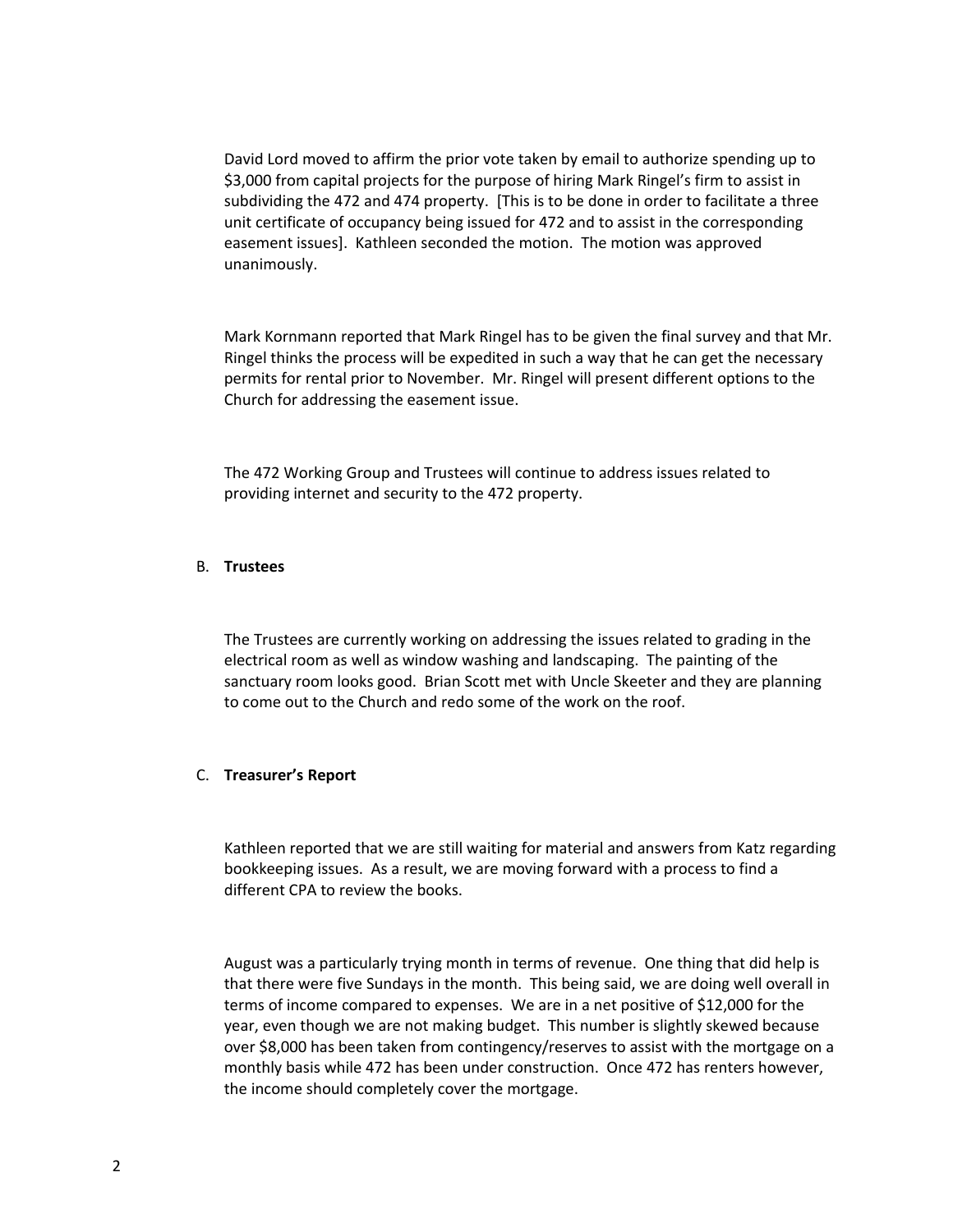David Lord moved to affirm the prior vote taken by email to authorize spending up to $3,000 from capital projects for the purpose of hiring Mark Ringel's firm to assist in subdividing the 472 and 474 property. [This is to be done in order to facilitate a three unit certificate of occupancy being issued for 472 and to assist in the corresponding easement issues]. Kathleen seconded the motion. The motion was approved unanimously.

Mark Kornmann reported that Mark Ringel has to be given the final survey and that Mr. Ringel thinks the process will be expedited in such a way that he can get the necessary permits for rental prior to November. Mr. Ringel will present different options to the Church for addressing the easement issue.

The 472 Working Group and Trustees will continue to address issues related to providing internet and security to the 472 property.

B. **Trustees**

The Trustees are currently working on addressing the issues related to grading in the electrical room as well as window washing and landscaping. The painting of the sanctuary room looks good. Brian Scott met with Uncle Skeeter and they are planning to come out to the Church and redo some of the work on the roof.

C. **Treasurer's Report**

Kathleen reported that we are still waiting for material and answers from Katz regarding bookkeeping issues. As a result, we are moving forward with a process to find a different CPA to review the books.

August was a particularly trying month in terms of revenue. One thing that did help is that there were five Sundays in the month. This being said, we are doing well overall in terms of income compared to expenses. We are in a net positive of $12,000 for the year, even though we are not making budget. This number is slightly skewed because over $8,000 has been taken from contingency/reserves to assist with the mortgage on a monthly basis while 472 has been under construction. Once 472 has renters however, the income should completely cover the mortgage.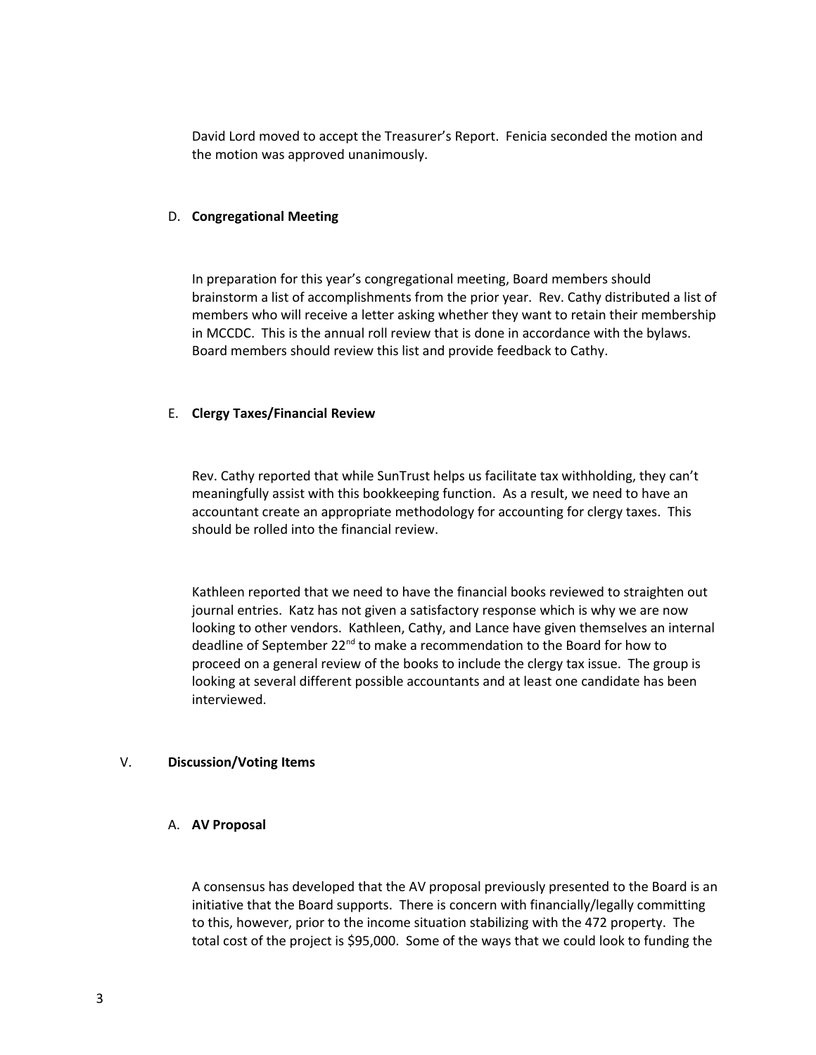David Lord moved to accept the Treasurer's Report. Fenicia seconded the motion and the motion was approved unanimously.

D. **Congregational Meeting**

In preparation for this year's congregational meeting, Board members should brainstorm a list of accomplishments from the prior year. Rev. Cathy distributed a list of members who will receive a letter asking whether they want to retain their membership in MCCDC. This is the annual roll review that is done in accordance with the bylaws. Board members should review this list and provide feedback to Cathy.

E. **Clergy Taxes/Financial Review**

Rev. Cathy reported that while SunTrust helps us facilitate tax withholding, they can't meaningfully assist with this bookkeeping function. As a result, we need to have an accountant create an appropriate methodology for accounting for clergy taxes. This should be rolled into the financial review.

Kathleen reported that we need to have the financial books reviewed to straighten out journal entries. Katz has not given a satisfactory response which is why we are now looking to other vendors. Kathleen, Cathy, and Lance have given themselves an internal deadline of September 22nd to make a recommendation to the Board for how to proceed on a general review of the books to include the clergy tax issue. The group is looking at several different possible accountants and at least one candidate has been interviewed.

V. **Discussion/Voting Items**

A. **AV Proposal**

A consensus has developed that the AV proposal previously presented to the Board is an initiative that the Board supports. There is concern with financially/legally committing to this, however, prior to the income situation stabilizing with the 472 property. The total cost of the project is $95,000. Some of the ways that we could look to funding the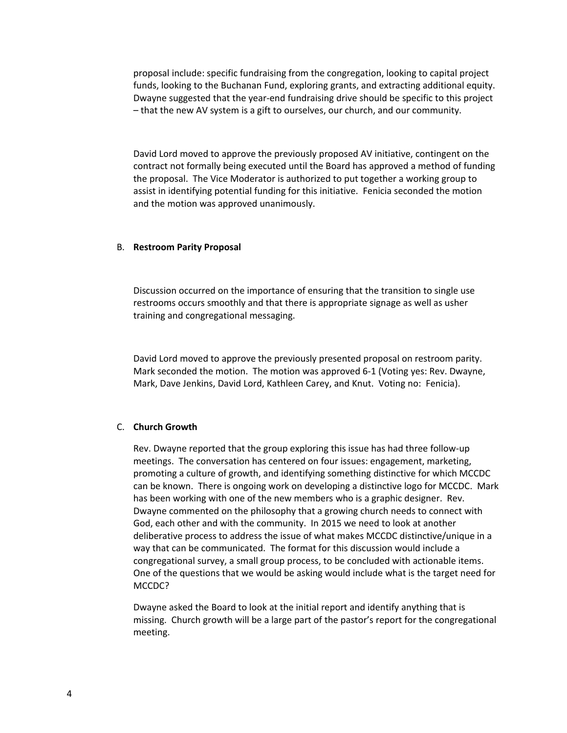proposal include: specific fundraising from the congregation, looking to capital project funds, looking to the Buchanan Fund, exploring grants, and extracting additional equity. Dwayne suggested that the year-end fundraising drive should be specific to this project – that the new AV system is a gift to ourselves, our church, and our community.

David Lord moved to approve the previously proposed AV initiative, contingent on the contract not formally being executed until the Board has approved a method of funding the proposal. The Vice Moderator is authorized to put together a working group to assist in identifying potential funding for this initiative. Fenicia seconded the motion and the motion was approved unanimously.

B. **Restroom Parity Proposal**

Discussion occurred on the importance of ensuring that the transition to single use restrooms occurs smoothly and that there is appropriate signage as well as usher training and congregational messaging.

David Lord moved to approve the previously presented proposal on restroom parity. Mark seconded the motion. The motion was approved 6-1 (Voting yes: Rev. Dwayne, Mark, Dave Jenkins, David Lord, Kathleen Carey, and Knut. Voting no: Fenicia).

C. **Church Growth**

Rev. Dwayne reported that the group exploring this issue has had three follow-up meetings. The conversation has centered on four issues: engagement, marketing, promoting a culture of growth, and identifying something distinctive for which MCCDC can be known. There is ongoing work on developing a distinctive logo for MCCDC. Mark has been working with one of the new members who is a graphic designer. Rev. Dwayne commented on the philosophy that a growing church needs to connect with God, each other and with the community. In 2015 we need to look at another deliberative process to address the issue of what makes MCCDC distinctive/unique in a way that can be communicated. The format for this discussion would include a congregational survey, a small group process, to be concluded with actionable items. One of the questions that we would be asking would include what is the target need for MCCDC?

Dwayne asked the Board to look at the initial report and identify anything that is missing. Church growth will be a large part of the pastor's report for the congregational meeting.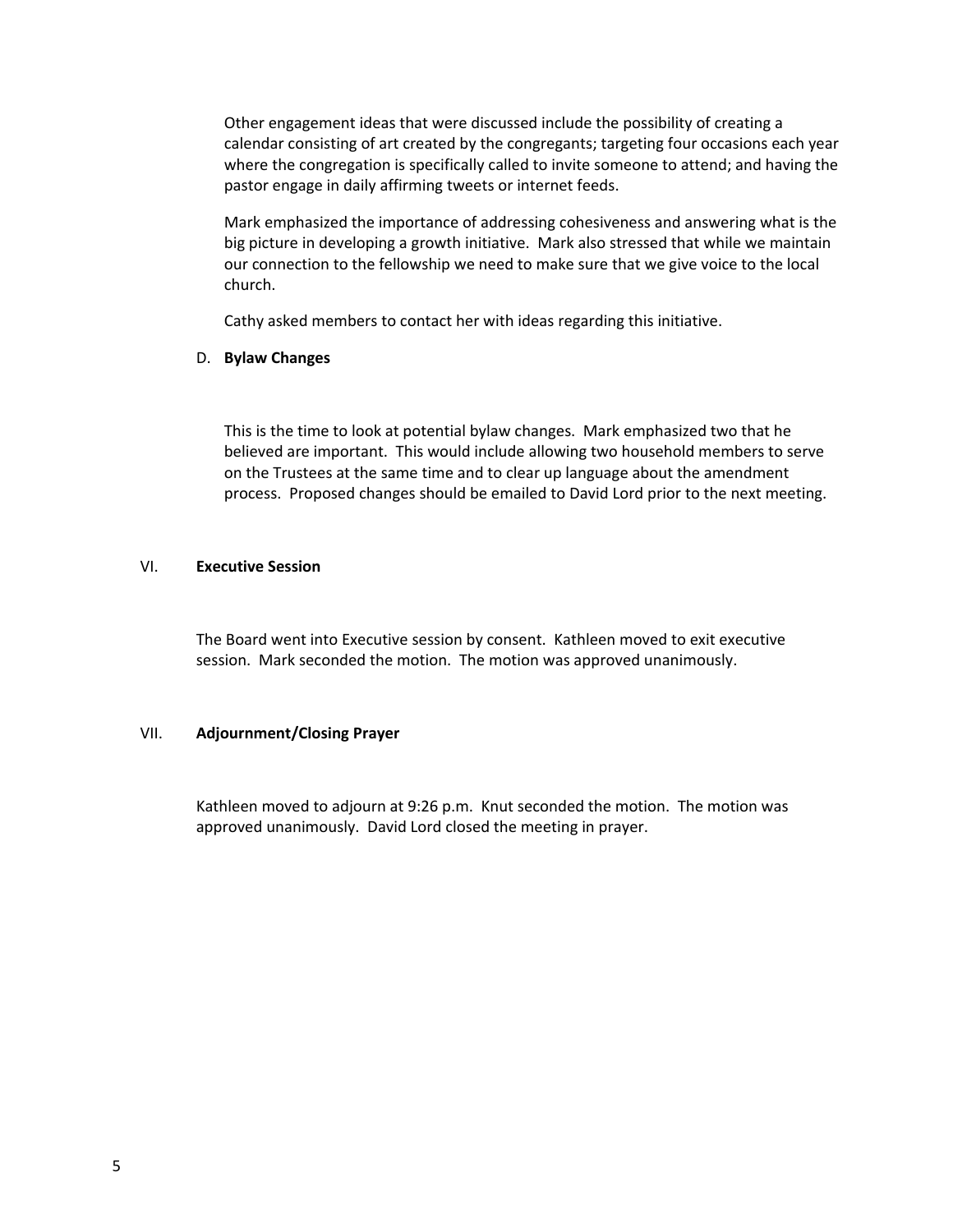Other engagement ideas that were discussed include the possibility of creating a calendar consisting of art created by the congregants; targeting four occasions each year where the congregation is specifically called to invite someone to attend; and having the pastor engage in daily affirming tweets or internet feeds.

Mark emphasized the importance of addressing cohesiveness and answering what is the big picture in developing a growth initiative. Mark also stressed that while we maintain our connection to the fellowship we need to make sure that we give voice to the local church.

Cathy asked members to contact her with ideas regarding this initiative.

### D. **Bylaw Changes**

This is the time to look at potential bylaw changes. Mark emphasized two that he believed are important. This would include allowing two household members to serve on the Trustees at the same time and to clear up language about the amendment process. Proposed changes should be emailed to David Lord prior to the next meeting.

## VI. **Executive Session**

The Board went into Executive session by consent. Kathleen moved to exit executive session. Mark seconded the motion. The motion was approved unanimously.

## VII. **Adjournment/Closing Prayer**

Kathleen moved to adjourn at 9:26 p.m. Knut seconded the motion. The motion was approved unanimously. David Lord closed the meeting in prayer.